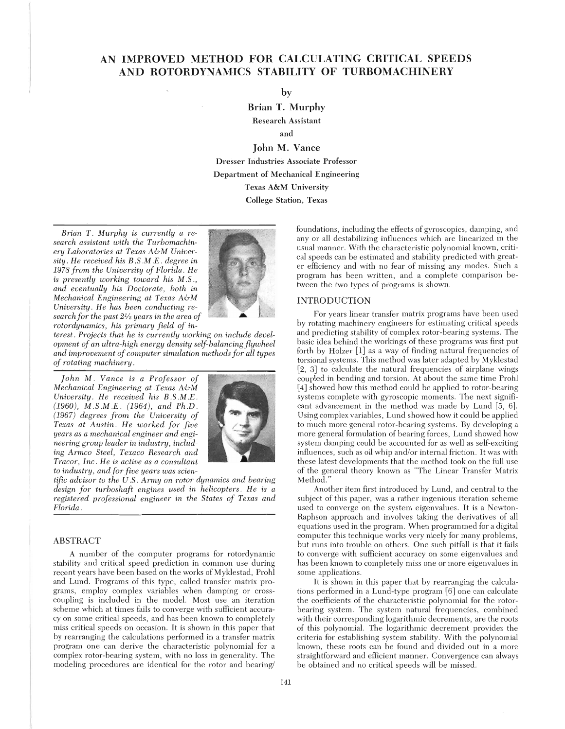# AN IMPROVED METHOD FOR CALCULATING CRITICAL SPEEDS AND ROTORDYNAMICS STABILITY OF TURBOMACHINERY

by

**Brian T. Murphy**
Research Assistant

and

**John M. Vance**
Dresser Industries Associate Professor
Department of Mechanical Engineering
Texas A&M University
College Station, Texas

*Brian T. Murphy is currently a research assistant with the Turbomachinery Laboratories at Texas A&M University. He received his B.S.M.E. degree in 1978 from the University of Florida. He is presently working toward his M.S., and eventually his Doctorate, both in Mechanical Engineering at Texas A&M University. He has been conducting research for the past 2½ years in the area of rotordynamics, his primary field of interest. Projects that he is currently working on include development of an ultra-high energy density self-balancing flywheel and improvement of computer simulation methods for all types of rotating machinery.*

*John M. Vance is a Professor of Mechanical Engineering at Texas A&M University. He received his B.S.M.E. (1960), M.S.M.E. (1964), and Ph.D. (1967) degrees from the University of Texas at Austin. He worked for five years as a mechanical engineer and engineering group leader in industry, including Armco Steel, Texaco Research and Tracor, Inc. He is active as a consultant to industry, and for five years was scientific advisor to the U.S. Army on rotor dynamics and bearing design for turboshaft engines used in helicopters. He is a registered professional engineer in the States of Texas and Florida.*

## ABSTRACT

A number of the computer programs for rotordynamic stability and critical speed prediction in common use during recent years have been based on the works of Myklestad, Prohl and Lund. Programs of this type, called transfer matrix programs, employ complex variables when damping or cross-coupling is included in the model. Most use an iteration scheme which at times fails to converge with sufficient accuracy on some critical speeds, and has been known to completely miss critical speeds on occasion. It is shown in this paper that by rearranging the calculations performed in a transfer matrix program one can derive the characteristic polynomial for a complex rotor-bearing system, with no loss in generality. The modeling procedures are identical for the rotor and bearing/foundations, including the effects of gyroscopics, damping, and any or all destabilizing influences which are linearized in the usual manner. With the characteristic polynomial known, critical speeds can be estimated and stability predicted with greater efficiency and with no fear of missing any modes. Such a program has been written, and a complete comparison between the two types of programs is shown.

## INTRODUCTION

For years linear transfer matrix programs have been used by rotating machinery engineers for estimating critical speeds and predicting stability of complex rotor-bearing systems. The basic idea behind the workings of these programs was first put forth by Holzer [1] as a way of finding natural frequencies of torsional systems. This method was later adapted by Myklestad [2, 3] to calculate the natural frequencies of airplane wings coupled in bending and torsion. At about the same time Prohl [4] showed how this method could be applied to rotor-bearing systems complete with gyroscopic moments. The next significant advancement in the method was made by Lund [5, 6]. Using complex variables, Lund showed how it could be applied to much more general rotor-bearing systems. By developing a more general formulation of bearing forces, Lund showed how system damping could be accounted for as well as self-exciting influences, such as oil whip and/or internal friction. It was with these latest developments that the method took on the full use of the general theory known as "The Linear Transfer Matrix Method."

Another item first introduced by Lund, and central to the subject of this paper, was a rather ingenious iteration scheme used to converge on the system eigenvalues. It is a Newton-Raphson approach and involves taking the derivatives of all equations used in the program. When programmed for a digital computer this technique works very nicely for many problems, but runs into trouble on others. One such pitfall is that it fails to converge with sufficient accuracy on some eigenvalues and has been known to completely miss one or more eigenvalues in some applications.

It is shown in this paper that by rearranging the calculations performed in a Lund-type program [6] one can calculate the coefficients of the characteristic polynomial for the rotor-bearing system. The system natural frequencies, combined with their corresponding logarithmic decrements, are the roots of this polynomial. The logarithmic decrement provides the criteria for establishing system stability. With the polynomial known, these roots can be found and divided out in a more straightforward and efficient manner. Convergence can always be obtained and no critical speeds will be missed.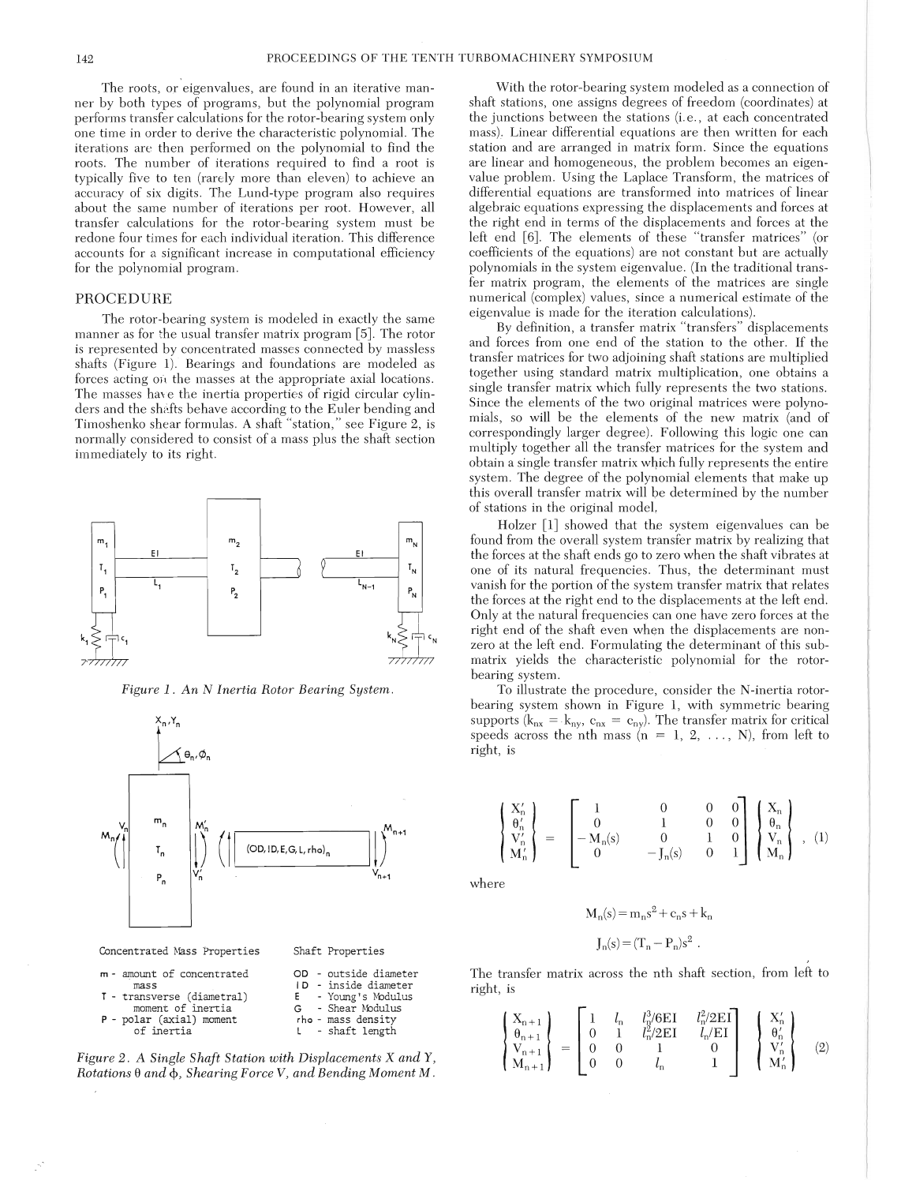The roots, or eigenvalues, are found in an iterative manner by both types of programs, but the polynomial program performs transfer calculations for the rotor-bearing system only one time in order to derive the characteristic polynomial. The iterations are then performed on the polynomial to find the roots. The number of iterations required to find a root is typically five to ten (rarely more than eleven) to achieve an accuracy of six digits. The Lund-type program also requires about the same number of iterations per root. However, all transfer calculations for the rotor-bearing system must be redone four times for each individual iteration. This difference accounts for a significant increase in computational efficiency for the polynomial program.

## PROCEDURE

The rotor-bearing system is modeled in exactly the same manner as for the usual transfer matrix program [5]. The rotor is represented by concentrated masses connected by massless shafts (Figure 1). Bearings and foundations are modeled as forces acting on the masses at the appropriate axial locations. The masses have the inertia properties of rigid circular cylinders and the shafts behave according to the Euler bending and Timoshenko shear formulas. A shaft "station," see Figure 2, is normally considered to consist of a mass plus the shaft section immediately to its right.

m1
T1
P1
k1
c1
EI
L1
m2
T2
P2
EI
LN-1
mN
TN
PN
kN
cN

*Figure 1. An N Inertia Rotor Bearing System.*

Xn,Yn
θn,φn
Vn
Mn
mn
Tn
Pn
M'n
V'n
(OD,ID,E,G,L,rho)n
Mn+1
Vn+1

Concentrated Mass Properties
m - amount of concentrated mass
T - transverse (diametral) moment of inertia
P - polar (axial) moment of inertia

Shaft Properties
OD - outside diameter
ID - inside diameter
E - Young's Modulus
G - Shear Modulus
rho - mass density
L - shaft length

*Figure 2. A Single Shaft Station with Displacements X and Y, Rotations θ and φ, Shearing Force V, and Bending Moment M.*

With the rotor-bearing system modeled as a connection of shaft stations, one assigns degrees of freedom (coordinates) at the junctions between the stations (i.e., at each concentrated mass). Linear differential equations are then written for each station and are arranged in matrix form. Since the equations are linear and homogeneous, the problem becomes an eigenvalue problem. Using the Laplace Transform, the matrices of differential equations are transformed into matrices of linear algebraic equations expressing the displacements and forces at the right end in terms of the displacements and forces at the left end [6]. The elements of these "transfer matrices" (or coefficients of the equations) are not constant but are actually polynomials in the system eigenvalue. (In the traditional transfer matrix program, the elements of the matrices are single numerical (complex) values, since a numerical estimate of the eigenvalue is made for the iteration calculations).

By definition, a transfer matrix "transfers" displacements and forces from one end of the station to the other. If the transfer matrices for two adjoining shaft stations are multiplied together using standard matrix multiplication, one obtains a single transfer matrix which fully represents the two stations. Since the elements of the two original matrices were polynomials, so will be the elements of the new matrix (and of correspondingly larger degree). Following this logic one can multiply together all the transfer matrices for the system and obtain a single transfer matrix which fully represents the entire system. The degree of the polynomial elements that make up this overall transfer matrix will be determined by the number of stations in the original model.

Holzer [1] showed that the system eigenvalues can be found from the overall system transfer matrix by realizing that the forces at the shaft ends go to zero when the shaft vibrates at one of its natural frequencies. Thus, the determinant must vanish for the portion of the system transfer matrix that relates the forces at the right end to the displacements at the left end. Only at the natural frequencies can one have zero forces at the right end of the shaft even when the displacements are nonzero at the left end. Formulating the determinant of this submatrix yields the characteristic polynomial for the rotor-bearing system.

To illustrate the procedure, consider the N-inertia rotor-bearing system shown in Figure 1, with symmetric bearing supports ($k_{nx} = k_{ny}$, $c_{nx} = c_{ny}$). The transfer matrix for critical speeds across the nth mass ($n = 1, 2, \ldots, N$), from left to right, is

$$\begin{Bmatrix} X'_n \\ \theta'_n \\ V'_n \\ M'_n \end{Bmatrix} = \begin{bmatrix} 1 & 0 & 0 & 0 \\ 0 & 1 & 0 & 0 \\ -M_n(s) & 0 & 1 & 0 \\ 0 & -J_n(s) & 0 & 1 \end{bmatrix} \begin{Bmatrix} X_n \\ \theta_n \\ V_n \\ M_n \end{Bmatrix}, \quad (1)$$

where

$$M_n(s) = m_n s^2 + c_n s + k_n$$

$$J_n(s) = (T_n - P_n)s^2 .$$

The transfer matrix across the nth shaft section, from left to right, is

$$\begin{Bmatrix} X_{n+1} \\ \theta_{n+1} \\ V_{n+1} \\ M_{n+1} \end{Bmatrix} = \begin{bmatrix} 1 & l_n & l_n^3/6EI & l_n^2/2EI \\ 0 & 1 & l_n^2/2EI & l_n/EI \\ 0 & 0 & 1 & 0 \\ 0 & 0 & l_n & 1 \end{bmatrix} \begin{Bmatrix} X'_n \\ \theta'_n \\ V'_n \\ M'_n \end{Bmatrix} \quad (2)$$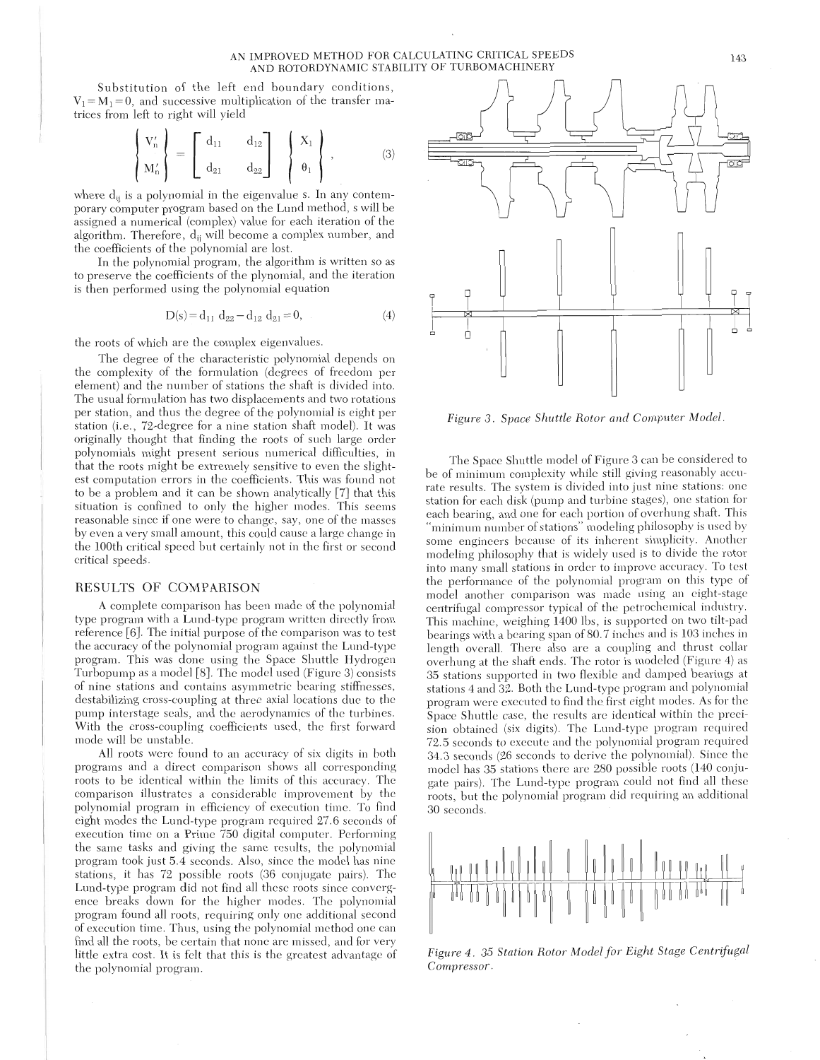Substitution of the left end boundary conditions, $V_1 = M_1 = 0$, and successive multiplication of the transfer matrices from left to right will yield

$$\begin{Bmatrix} V_n' \\ M_n' \end{Bmatrix} = \begin{bmatrix} d_{11} & d_{12} \\ d_{21} & d_{22} \end{bmatrix} \begin{Bmatrix} X_1 \\ \theta_1 \end{Bmatrix}, \tag{3}$$

where $d_{ij}$ is a polynomial in the eigenvalue s. In any contemporary computer program based on the Lund method, s will be assigned a numerical (complex) value for each iteration of the algorithm. Therefore, $d_{ij}$ will become a complex number, and the coefficients of the polynomial are lost.

In the polynomial program, the algorithm is written so as to preserve the coefficients of the plynomial, and the iteration is then performed using the polynomial equation

$$D(s) = d_{11}\, d_{22} - d_{12}\, d_{21} = 0, \tag{4}$$

the roots of which are the complex eigenvalues.

The degree of the characteristic polynomial depends on the complexity of the formulation (degrees of freedom per element) and the number of stations the shaft is divided into. The usual formulation has two displacements and two rotations per station, and thus the degree of the polynomial is eight per station (i.e., 72-degree for a nine station shaft model). It was originally thought that finding the roots of such large order polynomials might present serious numerical difficulties, in that the roots might be extremely sensitive to even the slightest computation errors in the coefficients. This was found not to be a problem and it can be shown analytically [7] that this situation is confined to only the higher modes. This seems reasonable since if one were to change, say, one of the masses by even a very small amount, this could cause a large change in the 100th critical speed but certainly not in the first or second critical speeds.

## RESULTS OF COMPARISON

A complete comparison has been made of the polynomial type program with a Lund-type program written directly from reference [6]. The initial purpose of the comparison was to test the accuracy of the polynomial program against the Lund-type program. This was done using the Space Shuttle Hydrogen Turbopump as a model [8]. The model used (Figure 3) consists of nine stations and contains asymmetric bearing stiffnesses, destabilizing cross-coupling at three axial locations due to the pump interstage seals, and the aerodynamics of the turbines. With the cross-coupling coefficients used, the first forward mode will be unstable.

All roots were found to an accuracy of six digits in both programs and a direct comparison shows all corresponding roots to be identical within the limits of this accuracy. The comparison illustrates a considerable improvement by the polynomial program in efficiency of execution time. To find eight modes the Lund-type program required 27.6 seconds of execution time on a Prime 750 digital computer. Performing the same tasks and giving the same results, the polynomial program took just 5.4 seconds. Also, since the model has nine stations, it has 72 possible roots (36 conjugate pairs). The Lund-type program did not find all these roots since convergence breaks down for the higher modes. The polynomial program found all roots, requiring only one additional second of execution time. Thus, using the polynomial method one can find all the roots, be certain that none are missed, and for very little extra cost. It is felt that this is the greatest advantage of the polynomial program.

*Figure 3. Space Shuttle Rotor and Computer Model.*

The Space Shuttle model of Figure 3 can be considered to be of minimum complexity while still giving reasonably accurate results. The system is divided into just nine stations: one station for each disk (pump and turbine stages), one station for each bearing, and one for each portion of overhung shaft. This "minimum number of stations" modeling philosophy is used by some engineers because of its inherent simplicity. Another modeling philosophy that is widely used is to divide the rotor into many small stations in order to improve accuracy. To test the performance of the polynomial program on this type of model another comparison was made using an eight-stage centrifugal compressor typical of the petrochemical industry. This machine, weighing 1400 lbs, is supported on two tilt-pad bearings with a bearing span of 80.7 inches and is 103 inches in length overall. There also are a coupling and thrust collar overhung at the shaft ends. The rotor is modeled (Figure 4) as 35 stations supported in two flexible and damped bearings at stations 4 and 32. Both the Lund-type program and polynomial program were executed to find the first eight modes. As for the Space Shuttle case, the results are identical within the precision obtained (six digits). The Lund-type program required 72.5 seconds to execute and the polynomial program required 34.3 seconds (26 seconds to derive the polynomial). Since the model has 35 stations there are 280 possible roots (140 conjugate pairs). The Lund-type program could not find all these roots, but the polynomial program did requiring an additional 30 seconds.

*Figure 4. 35 Station Rotor Model for Eight Stage Centrifugal Compressor.*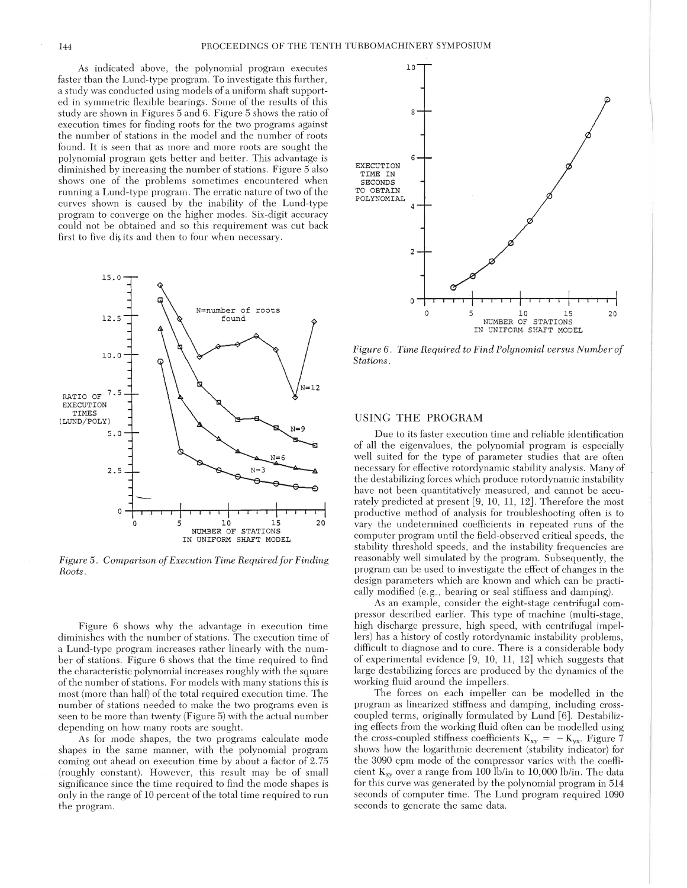As indicated above, the polynomial program executes faster than the Lund-type program. To investigate this further, a study was conducted using models of a uniform shaft supported in symmetric flexible bearings. Some of the results of this study are shown in Figures 5 and 6. Figure 5 shows the ratio of execution times for finding roots for the two programs against the number of stations in the model and the number of roots found. It is seen that as more and more roots are sought the polynomial program gets better and better. This advantage is diminished by increasing the number of stations. Figure 5 also shows one of the problems sometimes encountered when running a Lund-type program. The erratic nature of two of the curves shown is caused by the inability of the Lund-type program to converge on the higher modes. Six-digit accuracy could not be obtained and so this requirement was cut back first to five digits and then to four when necessary.

Figure 5. Comparison of Execution Time Required for Finding Roots.

Figure 6 shows why the advantage in execution time diminishes with the number of stations. The execution time of a Lund-type program increases rather linearly with the number of stations. Figure 6 shows that the time required to find the characteristic polynomial increases roughly with the square of the number of stations. For models with many stations this is most (more than half) of the total required execution time. The number of stations needed to make the two programs even is seen to be more than twenty (Figure 5) with the actual number depending on how many roots are sought.

As for mode shapes, the two programs calculate mode shapes in the same manner, with the polynomial program coming out ahead on execution time by about a factor of 2.75 (roughly constant). However, this result may be of small significance since the time required to find the mode shapes is only in the range of 10 percent of the total time required to run the program.

Figure 6. Time Required to Find Polynomial versus Number of Stations.

## USING THE PROGRAM

Due to its faster execution time and reliable identification of all the eigenvalues, the polynomial program is especially well suited for the type of parameter studies that are often necessary for effective rotordynamic stability analysis. Many of the destabilizing forces which produce rotordynamic instability have not been quantitatively measured, and cannot be accurately predicted at present [9, 10, 11, 12]. Therefore the most productive method of analysis for troubleshooting often is to vary the undetermined coefficients in repeated runs of the computer program until the field-observed critical speeds, the stability threshold speeds, and the instability frequencies are reasonably well simulated by the program. Subsequently, the program can be used to investigate the effect of changes in the design parameters which are known and which can be practically modified (e.g., bearing or seal stiffness and damping).

As an example, consider the eight-stage centrifugal compressor described earlier. This type of machine (multi-stage, high discharge pressure, high speed, with centrifugal impellers) has a history of costly rotordynamic instability problems, difficult to diagnose and to cure. There is a considerable body of experimental evidence [9, 10, 11, 12] which suggests that large destabilizing forces are produced by the dynamics of the working fluid around the impellers.

The forces on each impeller can be modelled in the program as linearized stiffness and damping, including cross-coupled terms, originally formulated by Lund [6]. Destabilizing effects from the working fluid often can be modelled using the cross-coupled stiffness coefficients $K_{xy} = -K_{yx}$. Figure 7 shows how the logarithmic decrement (stability indicator) for the 3090 cpm mode of the compressor varies with the coefficient $K_{xy}$ over a range from 100 lb/in to 10,000 lb/in. The data for this curve was generated by the polynomial program in 514 seconds of computer time. The Lund program required 1090 seconds to generate the same data.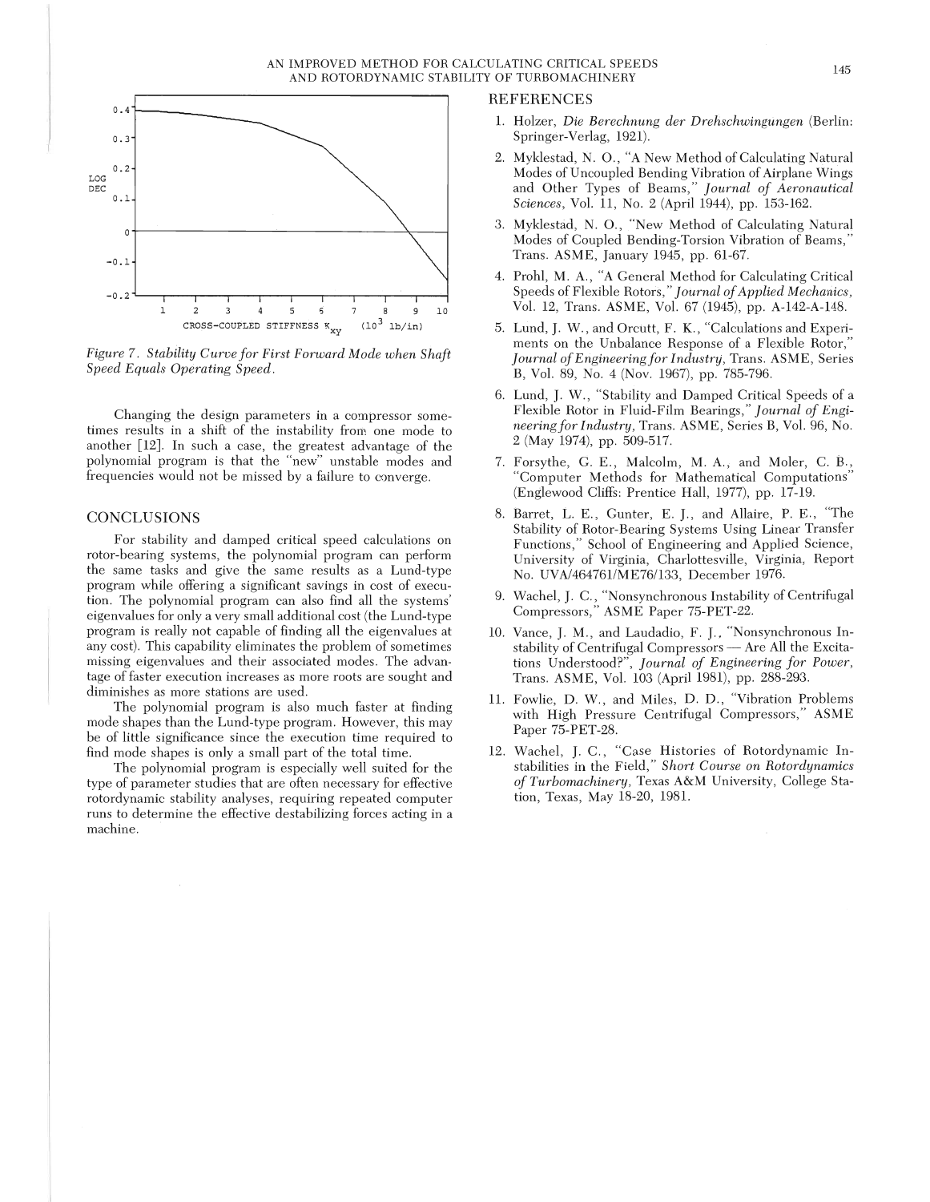0.4
0.3
0.2
LOG DEC
0.1
0
-0.1
-0.2
1 2 3 4 5 6 7 8 9 10
CROSS-COUPLED STIFFNESS $K_{xy}$ ($10^3$ lb/in)

*Figure 7. Stability Curve for First Forward Mode when Shaft Speed Equals Operating Speed.*

Changing the design parameters in a compressor sometimes results in a shift of the instability from one mode to another [12]. In such a case, the greatest advantage of the polynomial program is that the "new" unstable modes and frequencies would not be missed by a failure to converge.

## CONCLUSIONS

For stability and damped critical speed calculations on rotor-bearing systems, the polynomial program can perform the same tasks and give the same results as a Lund-type program while offering a significant savings in cost of execution. The polynomial program can also find all the systems' eigenvalues for only a very small additional cost (the Lund-type program is really not capable of finding all the eigenvalues at any cost). This capability eliminates the problem of sometimes missing eigenvalues and their associated modes. The advantage of faster execution increases as more roots are sought and diminishes as more stations are used.

The polynomial program is also much faster at finding mode shapes than the Lund-type program. However, this may be of little significance since the execution time required to find mode shapes is only a small part of the total time.

The polynomial program is especially well suited for the type of parameter studies that are often necessary for effective rotordynamic stability analyses, requiring repeated computer runs to determine the effective destabilizing forces acting in a machine.

## REFERENCES

1. Holzer, *Die Berechnung der Drehschwingungen* (Berlin: Springer-Verlag, 1921).
2. Myklestad, N. O., "A New Method of Calculating Natural Modes of Uncoupled Bending Vibration of Airplane Wings and Other Types of Beams," *Journal of Aeronautical Sciences*, Vol. 11, No. 2 (April 1944), pp. 153-162.
3. Myklestad, N. O., "New Method of Calculating Natural Modes of Coupled Bending-Torsion Vibration of Beams," Trans. ASME, January 1945, pp. 61-67.
4. Prohl, M. A., "A General Method for Calculating Critical Speeds of Flexible Rotors," *Journal of Applied Mechanics*, Vol. 12, Trans. ASME, Vol. 67 (1945), pp. A-142-A-148.
5. Lund, J. W., and Orcutt, F. K., "Calculations and Experiments on the Unbalance Response of a Flexible Rotor," *Journal of Engineering for Industry*, Trans. ASME, Series B, Vol. 89, No. 4 (Nov. 1967), pp. 785-796.
6. Lund, J. W., "Stability and Damped Critical Speeds of a Flexible Rotor in Fluid-Film Bearings," *Journal of Engineering for Industry*, Trans. ASME, Series B, Vol. 96, No. 2 (May 1974), pp. 509-517.
7. Forsythe, G. E., Malcolm, M. A., and Moler, C. B., "Computer Methods for Mathematical Computations" (Englewood Cliffs: Prentice Hall, 1977), pp. 17-19.
8. Barret, L. E., Gunter, E. J., and Allaire, P. E., "The Stability of Rotor-Bearing Systems Using Linear Transfer Functions," School of Engineering and Applied Science, University of Virginia, Charlottesville, Virginia, Report No. UVA/464761/ME76/133, December 1976.
9. Wachel, J. C., "Nonsynchronous Instability of Centrifugal Compressors," ASME Paper 75-PET-22.
10. Vance, J. M., and Laudadio, F. J., "Nonsynchronous Instability of Centrifugal Compressors — Are All the Excitations Understood?", *Journal of Engineering for Power*, Trans. ASME, Vol. 103 (April 1981), pp. 288-293.
11. Fowlie, D. W., and Miles, D. D., "Vibration Problems with High Pressure Centrifugal Compressors," ASME Paper 75-PET-28.
12. Wachel, J. C., "Case Histories of Rotordynamic Instabilities in the Field," *Short Course on Rotordynamics of Turbomachinery*, Texas A&M University, College Station, Texas, May 18-20, 1981.